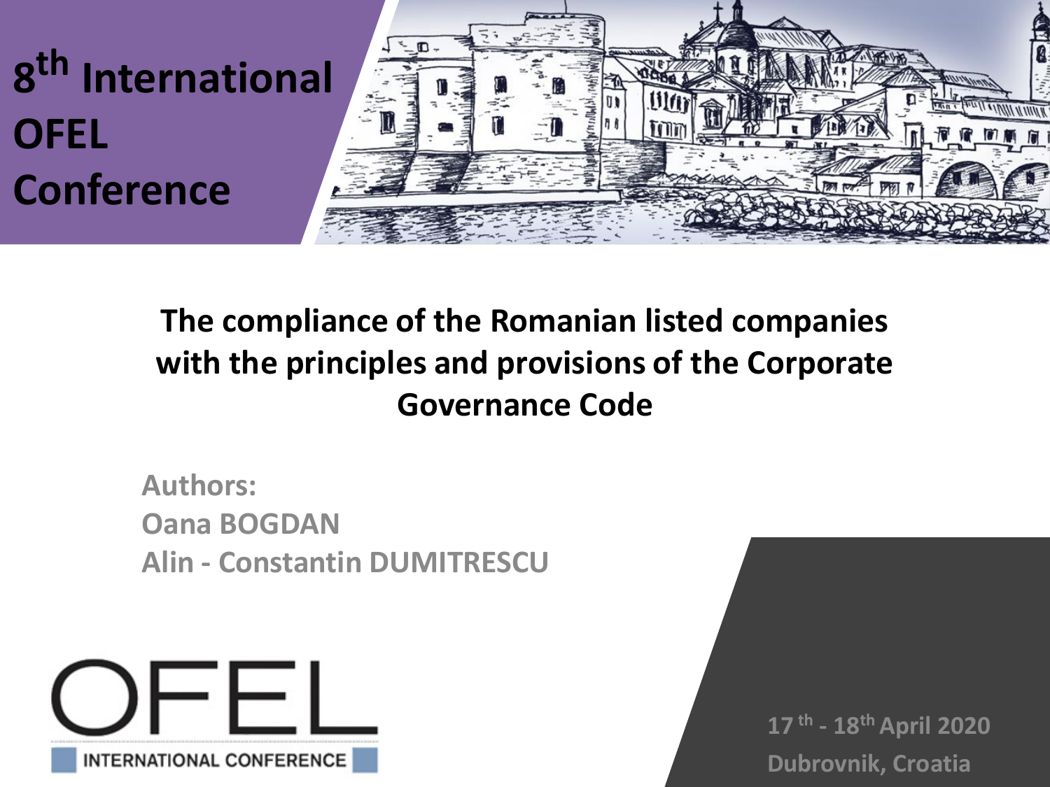# 8th International OFEL Conference

## The compliance of the Romanian listed companies with the principles and provisions of the Corporate Governance Code

**Authors:**
**Oana BOGDAN**
**Alin - Constantin DUMITRESCU**

OFEL INTERNATIONAL CONFERENCE

**17th - 18th April 2020**
**Dubrovnik, Croatia**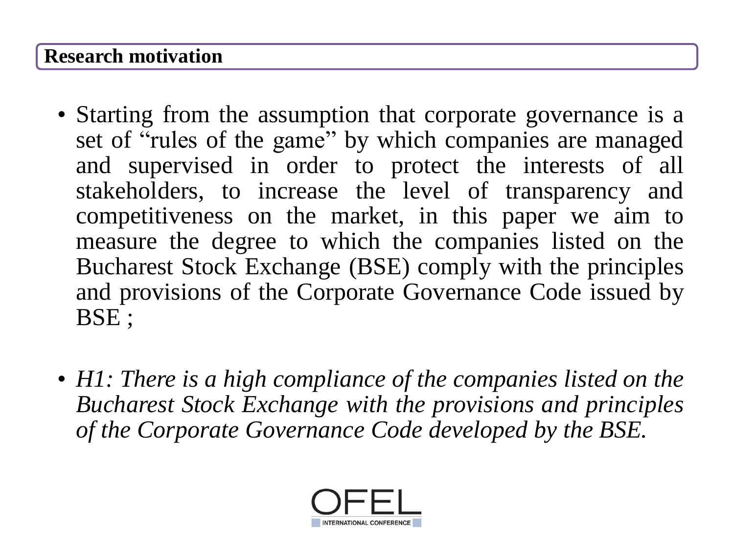## Research motivation

- Starting from the assumption that corporate governance is a set of "rules of the game" by which companies are managed and supervised in order to protect the interests of all stakeholders, to increase the level of transparency and competitiveness on the market, in this paper we aim to measure the degree to which the companies listed on the Bucharest Stock Exchange (BSE) comply with the principles and provisions of the Corporate Governance Code issued by BSE ;

- *H1: There is a high compliance of the companies listed on the Bucharest Stock Exchange with the provisions and principles of the Corporate Governance Code developed by the BSE.*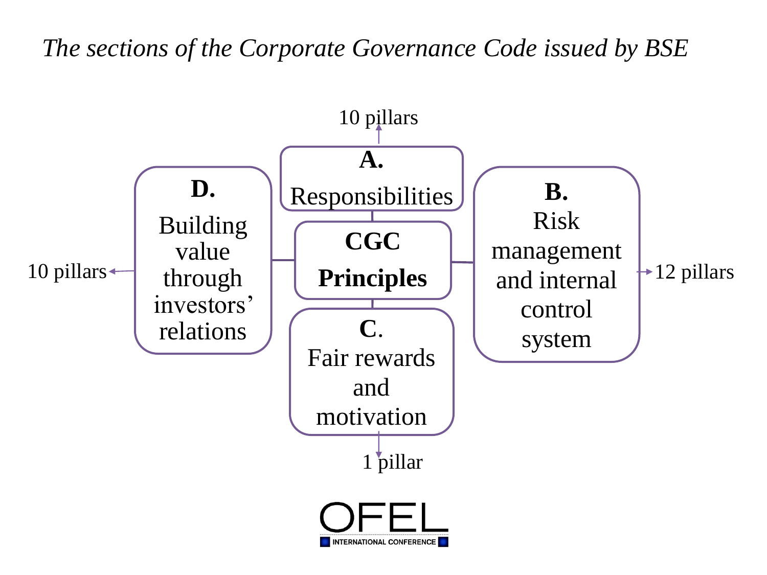*The sections of the Corporate Governance Code issued by BSE*

**CGC Principles**

- **A.** Responsibilities → 10 pillars
- **B.** Risk management and internal control system → 12 pillars
- **C.** Fair rewards and motivation → 1 pillar
- **D.** Building value through investors' relations → 10 pillars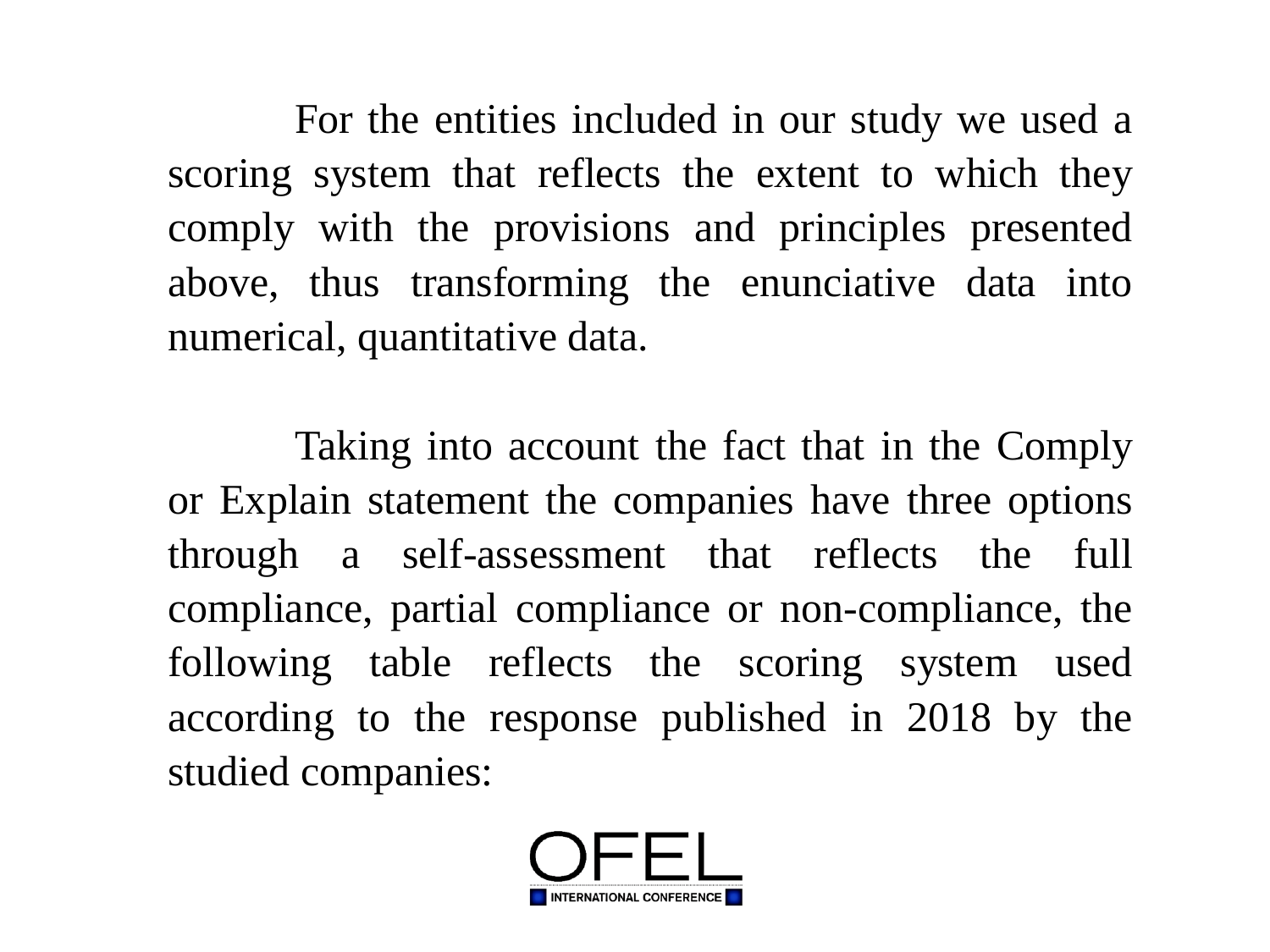For the entities included in our study we used a scoring system that reflects the extent to which they comply with the provisions and principles presented above, thus transforming the enunciative data into numerical, quantitative data.

Taking into account the fact that in the Comply or Explain statement the companies have three options through a self-assessment that reflects the full compliance, partial compliance or non-compliance, the following table reflects the scoring system used according to the response published in 2018 by the studied companies: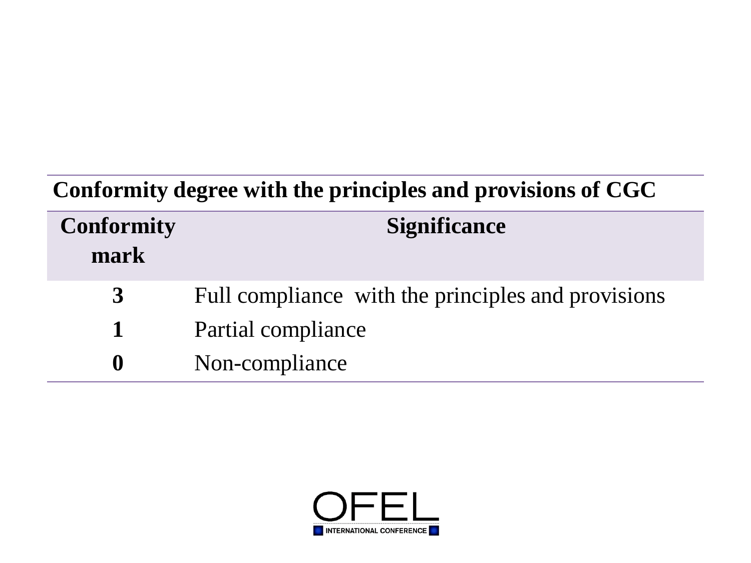**Conformity degree with the principles and provisions of CGC**

| Conformity mark | Significance |
|---|---|
| 3 | Full compliance with the principles and provisions |
| 1 | Partial compliance |
| 0 | Non-compliance |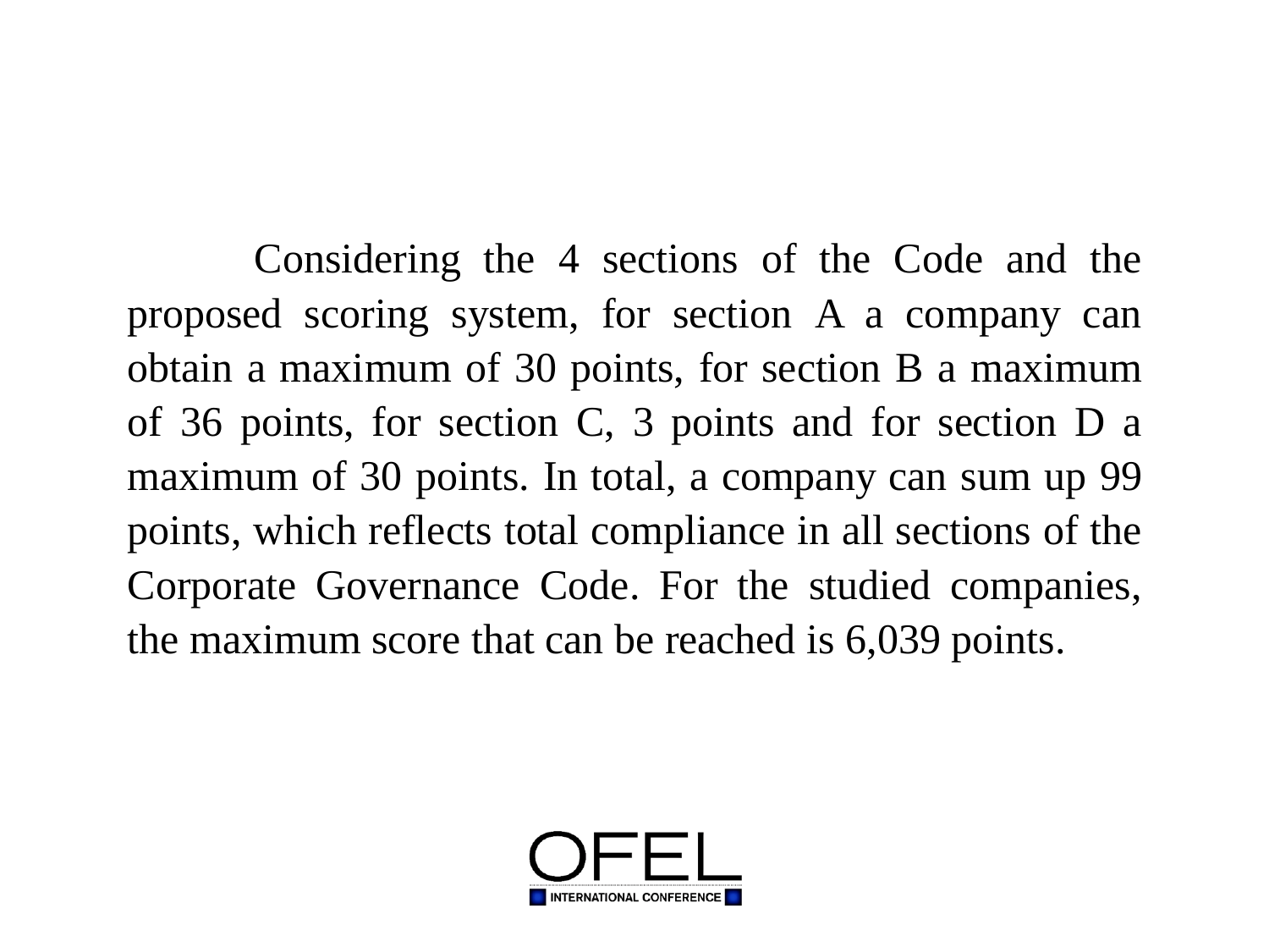Considering the 4 sections of the Code and the proposed scoring system, for section A a company can obtain a maximum of 30 points, for section B a maximum of 36 points, for section C, 3 points and for section D a maximum of 30 points. In total, a company can sum up 99 points, which reflects total compliance in all sections of the Corporate Governance Code. For the studied companies, the maximum score that can be reached is 6,039 points.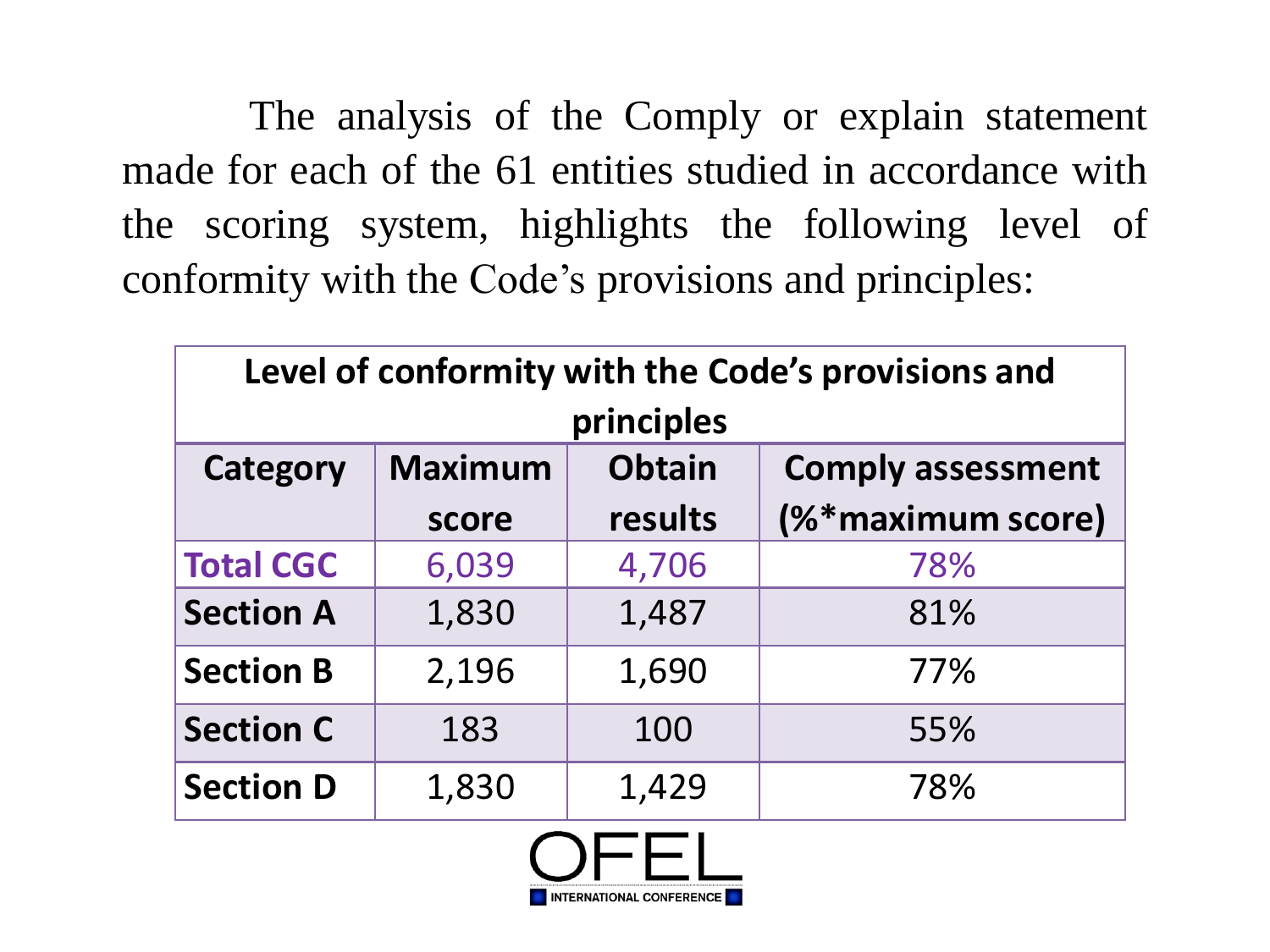The analysis of the Comply or explain statement made for each of the 61 entities studied in accordance with the scoring system, highlights the following level of conformity with the Code's provisions and principles:

| Level of conformity with the Code's provisions and principles | | | |
|---|---|---|---|
| **Category** | **Maximum score** | **Obtain results** | **Comply assessment (%*maximum score)** |
| **Total CGC** | 6,039 | 4,706 | 78% |
| **Section A** | 1,830 | 1,487 | 81% |
| **Section B** | 2,196 | 1,690 | 77% |
| **Section C** | 183 | 100 | 55% |
| **Section D** | 1,830 | 1,429 | 78% |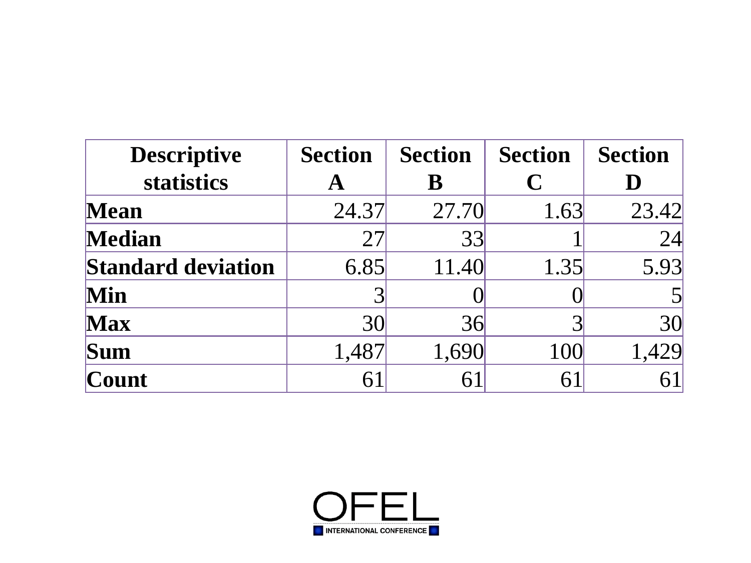| Descriptive statistics | Section A | Section B | Section C | Section D |
|---|---|---|---|---|
| **Mean** | 24.37 | 27.70 | 1.63 | 23.42 |
| **Median** | 27 | 33 | 1 | 24 |
| **Standard deviation** | 6.85 | 11.40 | 1.35 | 5.93 |
| **Min** | 3 | 0 | 0 | 5 |
| **Max** | 30 | 36 | 3 | 30 |
| **Sum** | 1,487 | 1,690 | 100 | 1,429 |
| **Count** | 61 | 61 | 61 | 61 |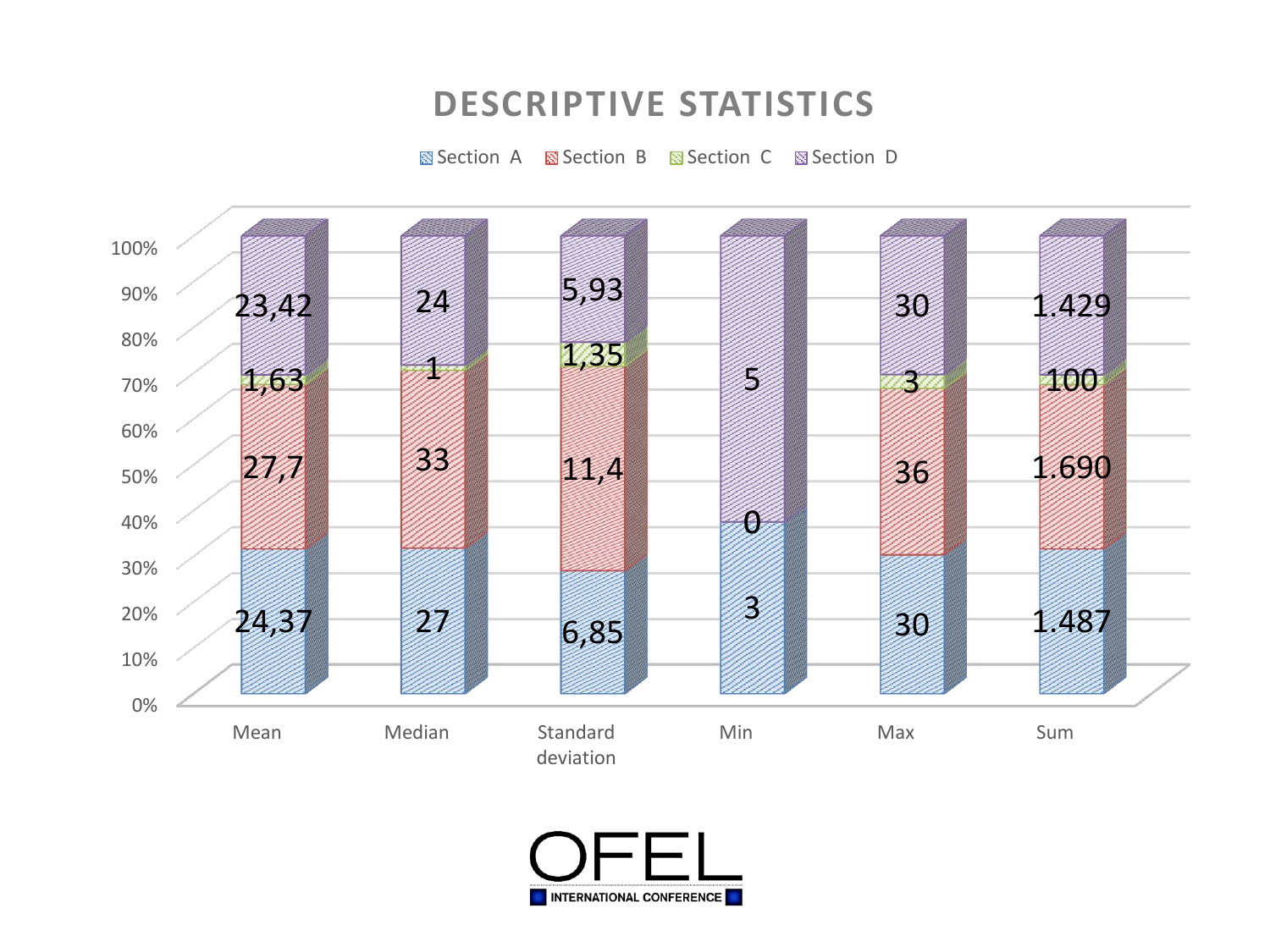# DESCRIPTIVE STATISTICS

| | Mean | Median | Standard deviation | Min | Max | Sum |
|---|---|---|---|---|---|---|
| Section A | 24,37 | 27 | 6,85 | 3 | 30 | 1.487 |
| Section B | 27,7 | 33 | 11,4 | 0 | 36 | 1.690 |
| Section C | 1,63 | 1 | 1,35 | | 3 | 100 |
| Section D | 23,42 | 24 | 5,93 | 5 | 30 | 1.429 |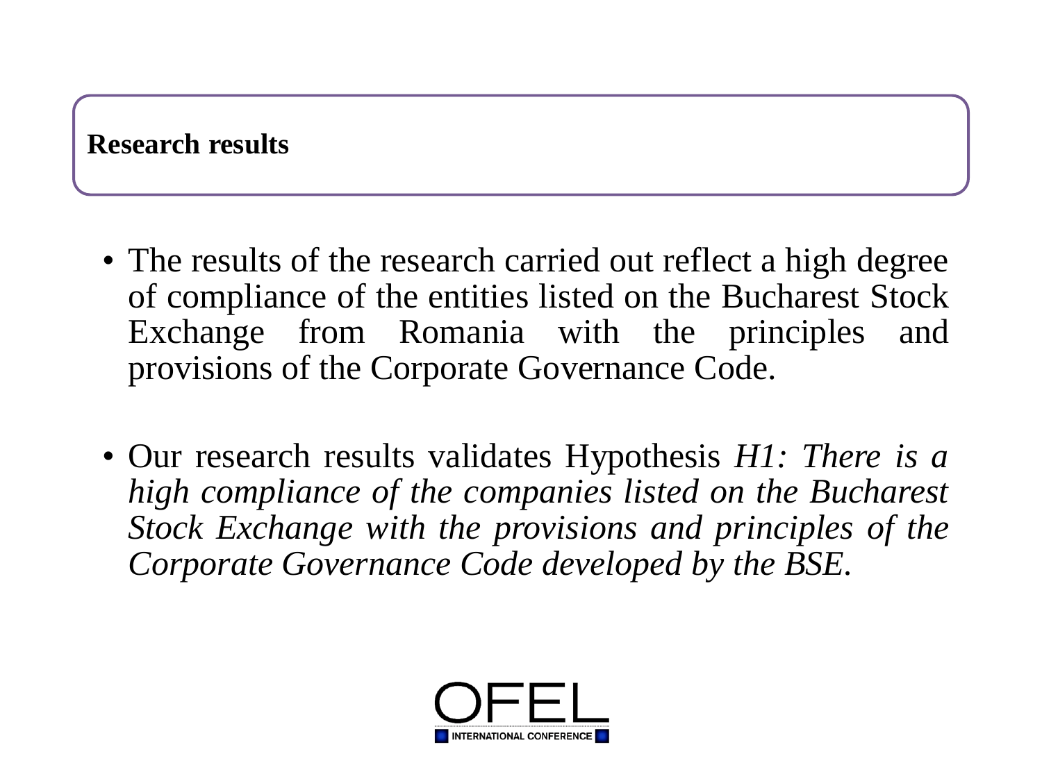## Research results

- The results of the research carried out reflect a high degree of compliance of the entities listed on the Bucharest Stock Exchange from Romania with the principles and provisions of the Corporate Governance Code.

- Our research results validates Hypothesis *H1: There is a high compliance of the companies listed on the Bucharest Stock Exchange with the provisions and principles of the Corporate Governance Code developed by the BSE.*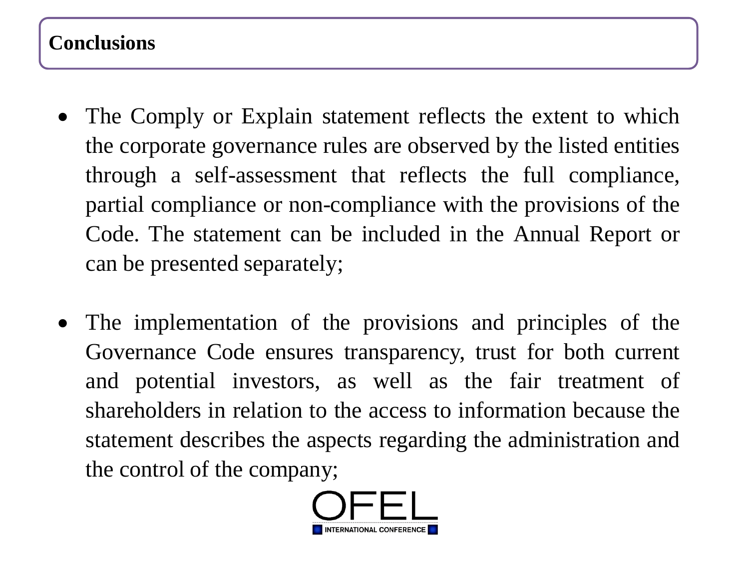## Conclusions

- The Comply or Explain statement reflects the extent to which the corporate governance rules are observed by the listed entities through a self-assessment that reflects the full compliance, partial compliance or non-compliance with the provisions of the Code. The statement can be included in the Annual Report or can be presented separately;

- The implementation of the provisions and principles of the Governance Code ensures transparency, trust for both current and potential investors, as well as the fair treatment of shareholders in relation to the access to information because the statement describes the aspects regarding the administration and the control of the company;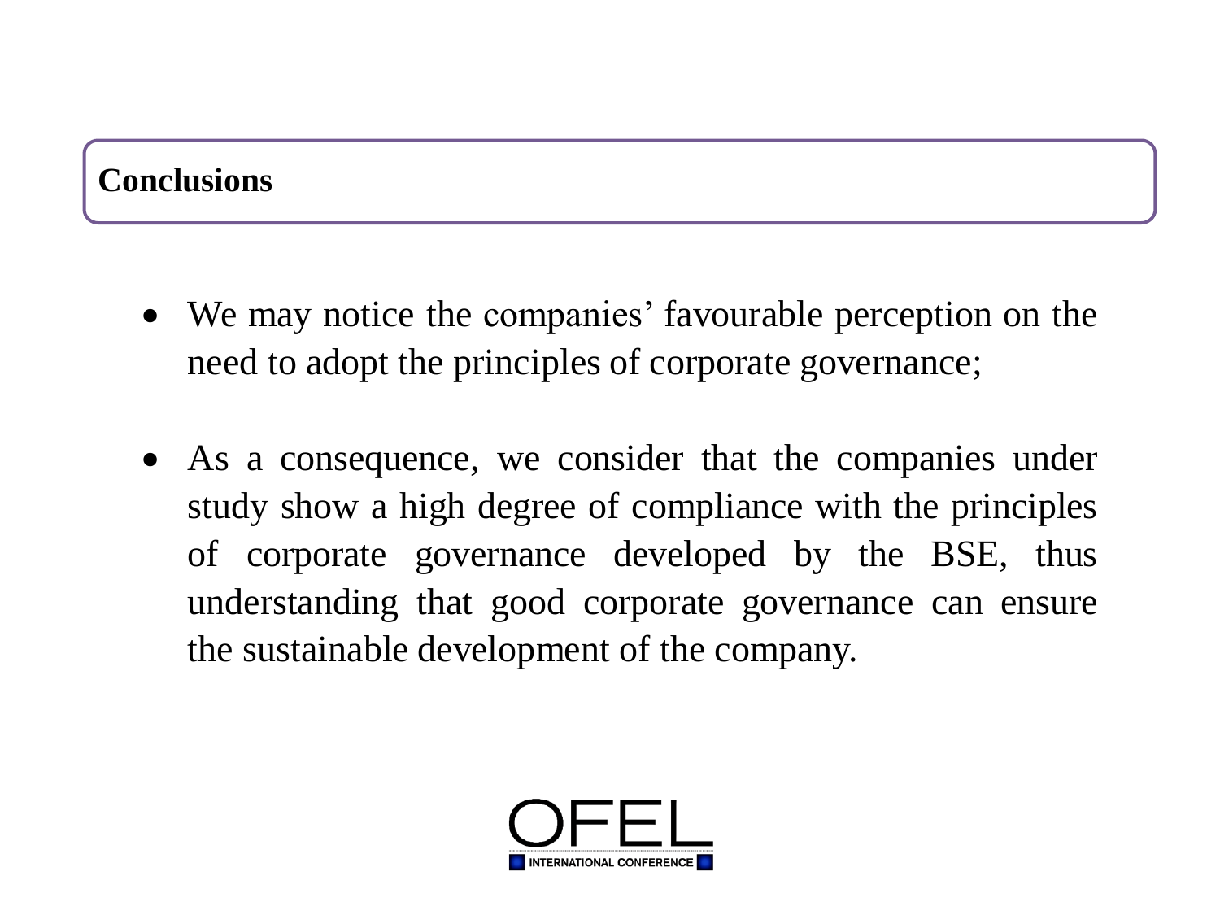## Conclusions

- We may notice the companies' favourable perception on the need to adopt the principles of corporate governance;

- As a consequence, we consider that the companies under study show a high degree of compliance with the principles of corporate governance developed by the BSE, thus understanding that good corporate governance can ensure the sustainable development of the company.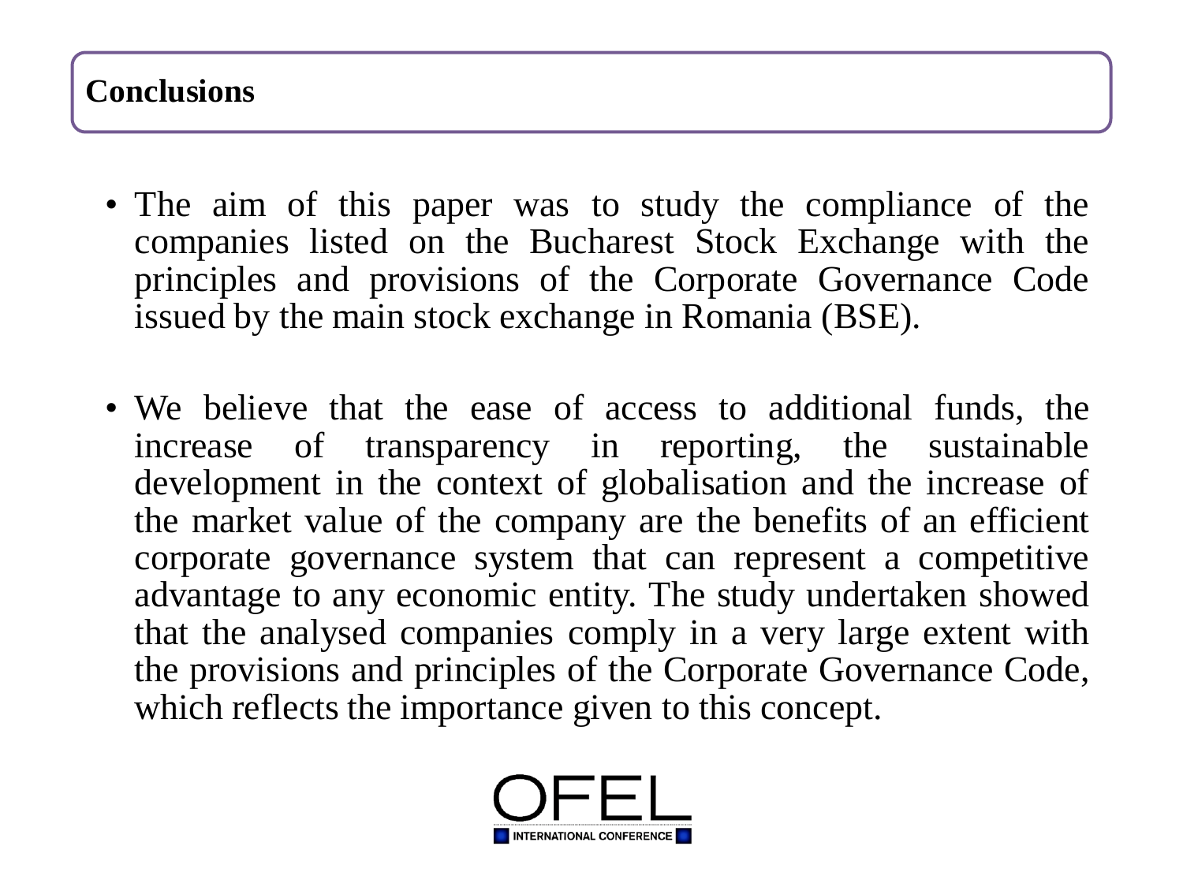## Conclusions

- The aim of this paper was to study the compliance of the companies listed on the Bucharest Stock Exchange with the principles and provisions of the Corporate Governance Code issued by the main stock exchange in Romania (BSE).

- We believe that the ease of access to additional funds, the increase of transparency in reporting, the sustainable development in the context of globalisation and the increase of the market value of the company are the benefits of an efficient corporate governance system that can represent a competitive advantage to any economic entity. The study undertaken showed that the analysed companies comply in a very large extent with the provisions and principles of the Corporate Governance Code, which reflects the importance given to this concept.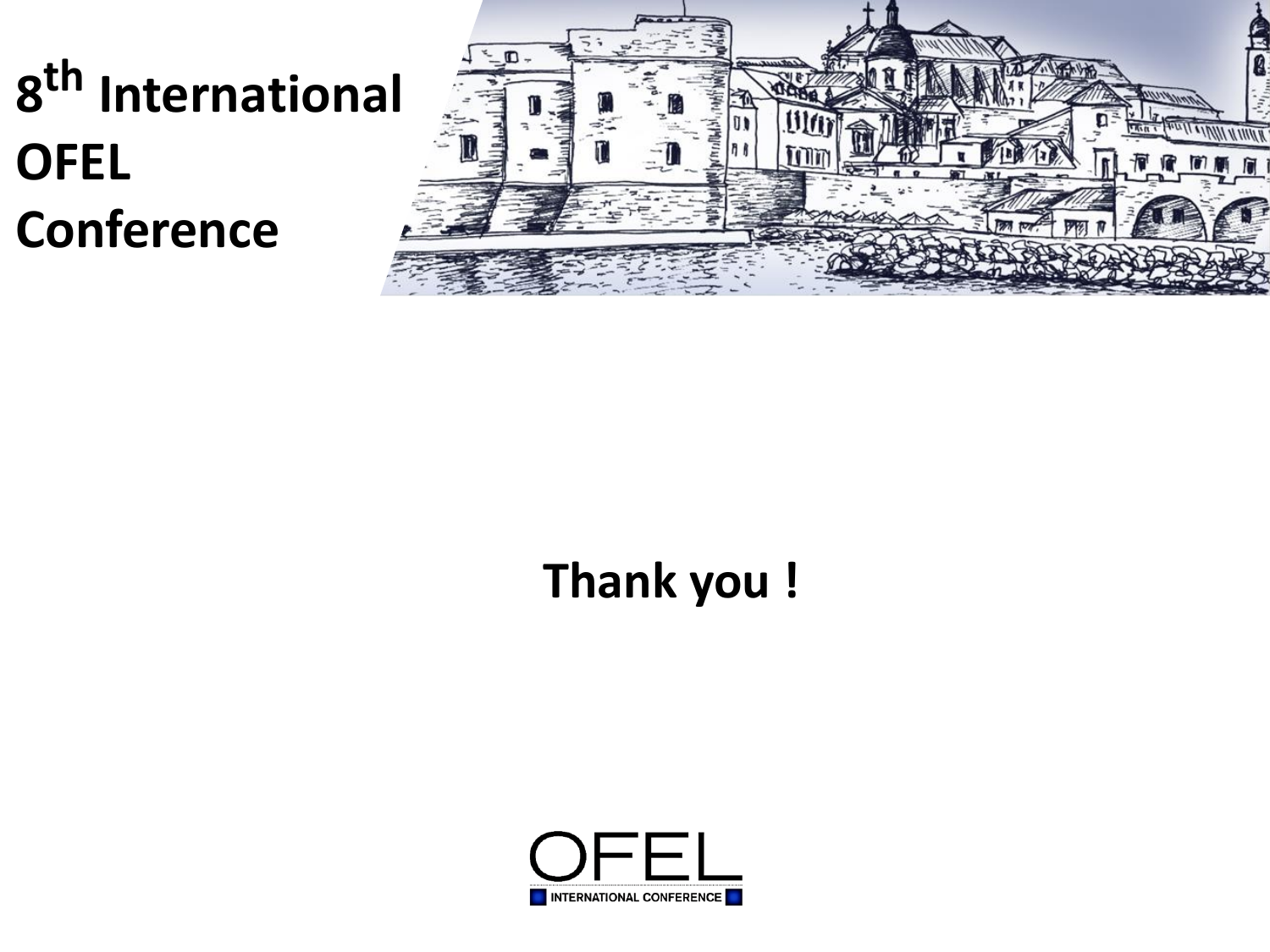Thank you !